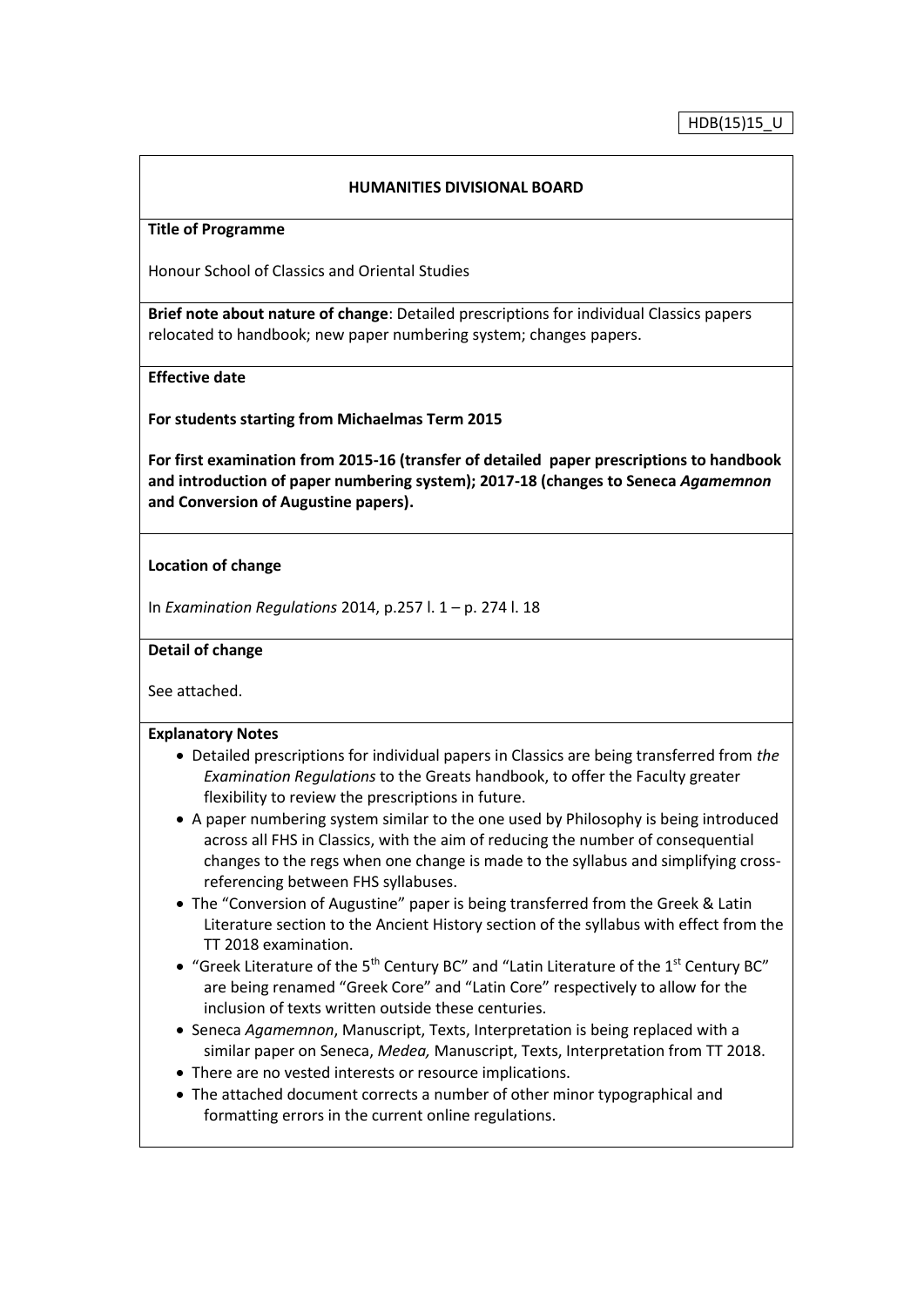HDB(15)15_U

**HUMANITIES DIVISIONAL BOARD**

**Title of Programme**

Honour School of Classics and Oriental Studies

**Brief note about nature of change**: Detailed prescriptions for individual Classics papers relocated to handbook; new paper numbering system; changes papers.

**Effective date**

**For students starting from Michaelmas Term 2015**

**For first examination from 2015-16 (transfer of detailed paper prescriptions to handbook and introduction of paper numbering system); 2017-18 (changes to Seneca *Agamemnon* and Conversion of Augustine papers).**

**Location of change**

In *Examination Regulations* 2014, p.257 l. 1 – p. 274 l. 18

**Detail of change**

See attached.

**Explanatory Notes**

- Detailed prescriptions for individual papers in Classics are being transferred from *the Examination Regulations* to the Greats handbook, to offer the Faculty greater flexibility to review the prescriptions in future.
- A paper numbering system similar to the one used by Philosophy is being introduced across all FHS in Classics, with the aim of reducing the number of consequential changes to the regs when one change is made to the syllabus and simplifying cross-referencing between FHS syllabuses.
- The "Conversion of Augustine" paper is being transferred from the Greek & Latin Literature section to the Ancient History section of the syllabus with effect from the TT 2018 examination.
- "Greek Literature of the 5th Century BC" and "Latin Literature of the 1st Century BC" are being renamed "Greek Core" and "Latin Core" respectively to allow for the inclusion of texts written outside these centuries.
- Seneca *Agamemnon*, Manuscript, Texts, Interpretation is being replaced with a similar paper on Seneca, *Medea,* Manuscript, Texts, Interpretation from TT 2018.
- There are no vested interests or resource implications.
- The attached document corrects a number of other minor typographical and formatting errors in the current online regulations.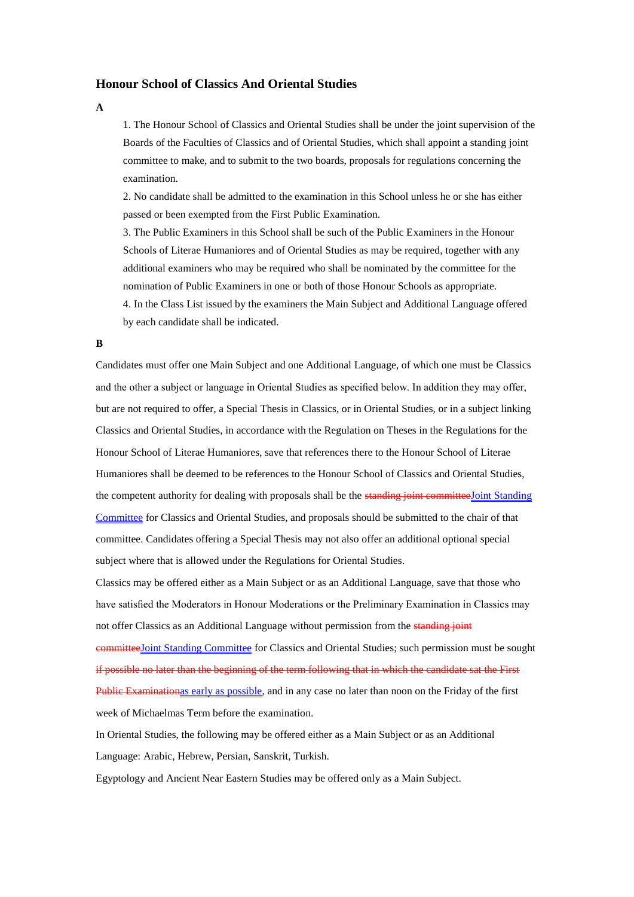## Honour School of Classics And Oriental Studies

**A**

1. The Honour School of Classics and Oriental Studies shall be under the joint supervision of the Boards of the Faculties of Classics and of Oriental Studies, which shall appoint a standing joint committee to make, and to submit to the two boards, proposals for regulations concerning the examination.
2. No candidate shall be admitted to the examination in this School unless he or she has either passed or been exempted from the First Public Examination.
3. The Public Examiners in this School shall be such of the Public Examiners in the Honour Schools of Literae Humaniores and of Oriental Studies as may be required, together with any additional examiners who may be required who shall be nominated by the committee for the nomination of Public Examiners in one or both of those Honour Schools as appropriate.
4. In the Class List issued by the examiners the Main Subject and Additional Language offered by each candidate shall be indicated.

**B**

Candidates must offer one Main Subject and one Additional Language, of which one must be Classics and the other a subject or language in Oriental Studies as specified below. In addition they may offer, but are not required to offer, a Special Thesis in Classics, or in Oriental Studies, or in a subject linking Classics and Oriental Studies, in accordance with the Regulation on Theses in the Regulations for the Honour School of Literae Humaniores, save that references there to the Honour School of Literae Humaniores shall be deemed to be references to the Honour School of Classics and Oriental Studies, the competent authority for dealing with proposals shall be the ~~standing joint committee~~Joint Standing Committee for Classics and Oriental Studies, and proposals should be submitted to the chair of that committee. Candidates offering a Special Thesis may not also offer an additional optional special subject where that is allowed under the Regulations for Oriental Studies.

Classics may be offered either as a Main Subject or as an Additional Language, save that those who have satisfied the Moderators in Honour Moderations or the Preliminary Examination in Classics may not offer Classics as an Additional Language without permission from the ~~standing joint committee~~Joint Standing Committee for Classics and Oriental Studies; such permission must be sought ~~if possible no later than the beginning of the term following that in which the candidate sat the First Public Examination~~as early as possible, and in any case no later than noon on the Friday of the first week of Michaelmas Term before the examination.

In Oriental Studies, the following may be offered either as a Main Subject or as an Additional Language: Arabic, Hebrew, Persian, Sanskrit, Turkish.

Egyptology and Ancient Near Eastern Studies may be offered only as a Main Subject.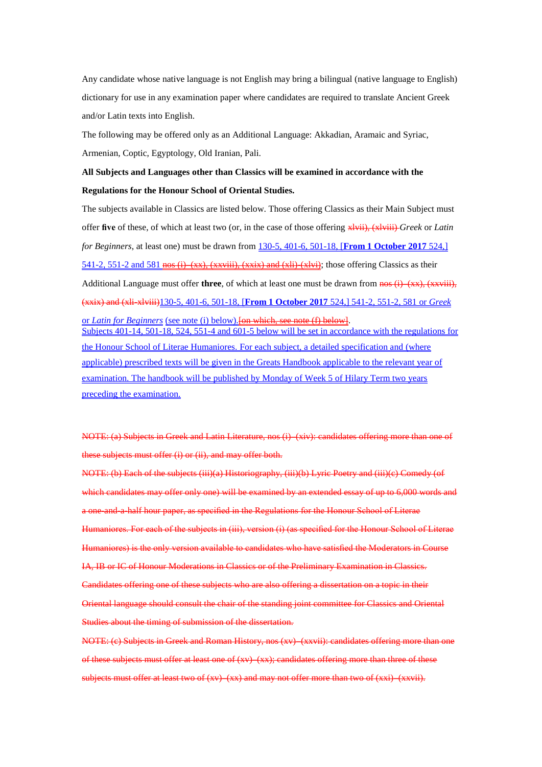Any candidate whose native language is not English may bring a bilingual (native language to English) dictionary for use in any examination paper where candidates are required to translate Ancient Greek and/or Latin texts into English.

The following may be offered only as an Additional Language: Akkadian, Aramaic and Syriac, Armenian, Coptic, Egyptology, Old Iranian, Pali.

**All Subjects and Languages other than Classics will be examined in accordance with the Regulations for the Honour School of Oriental Studies.**

The subjects available in Classics are listed below. Those offering Classics as their Main Subject must offer **five** of these, of which at least two (or, in the case of those offering ~~xlvii), (xlviii)~~ *Greek* or *Latin for Beginners*, at least one) must be drawn from 130-5, 401-6, 501-18, [**From 1 October 2017** 524,] 541-2, 551-2 and 581 ~~nos (i)–(xx), (xxviii), (xxix) and (xli)-(xlvi)~~; those offering Classics as their Additional Language must offer **three**, of which at least one must be drawn from ~~nos (i)–(xx), (xxviii), (xxix) and (xli-xlviii)~~130-5, 401-6, 501-18, [**From 1 October 2017** 524,] 541-2, 551-2, 581 or *Greek or Latin for Beginners* (see note (i) below).~~[on which, see note (f) below]~~.

Subjects 401-14, 501-18, 524, 551-4 and 601-5 below will be set in accordance with the regulations for the Honour School of Literae Humaniores. For each subject, a detailed specification and (where applicable) prescribed texts will be given in the Greats Handbook applicable to the relevant year of examination. The handbook will be published by Monday of Week 5 of Hilary Term two years preceding the examination.

~~NOTE: (a) Subjects in Greek and Latin Literature, nos (i)–(xiv): candidates offering more than one of these subjects must offer (i) or (ii), and may offer both.~~

~~NOTE: (b) Each of the subjects (iii)(a) Historiography, (iii)(b) Lyric Poetry and (iii)(c) Comedy (of which candidates may offer only one) will be examined by an extended essay of up to 6,000 words and a one-and-a-half hour paper, as specified in the Regulations for the Honour School of Literae Humaniores. For each of the subjects in (iii), version (i) (as specified for the Honour School of Literae Humaniores) is the only version available to candidates who have satisfied the Moderators in Course IA, IB or IC of Honour Moderations in Classics or of the Preliminary Examination in Classics. Candidates offering one of these subjects who are also offering a dissertation on a topic in their Oriental language should consult the chair of the standing joint committee for Classics and Oriental Studies about the timing of submission of the dissertation.~~

~~NOTE: (c) Subjects in Greek and Roman History, nos (xv)–(xxvii): candidates offering more than one of these subjects must offer at least one of (xv)–(xx); candidates offering more than three of these subjects must offer at least two of (xv)–(xx) and may not offer more than two of (xxi)–(xxvii).~~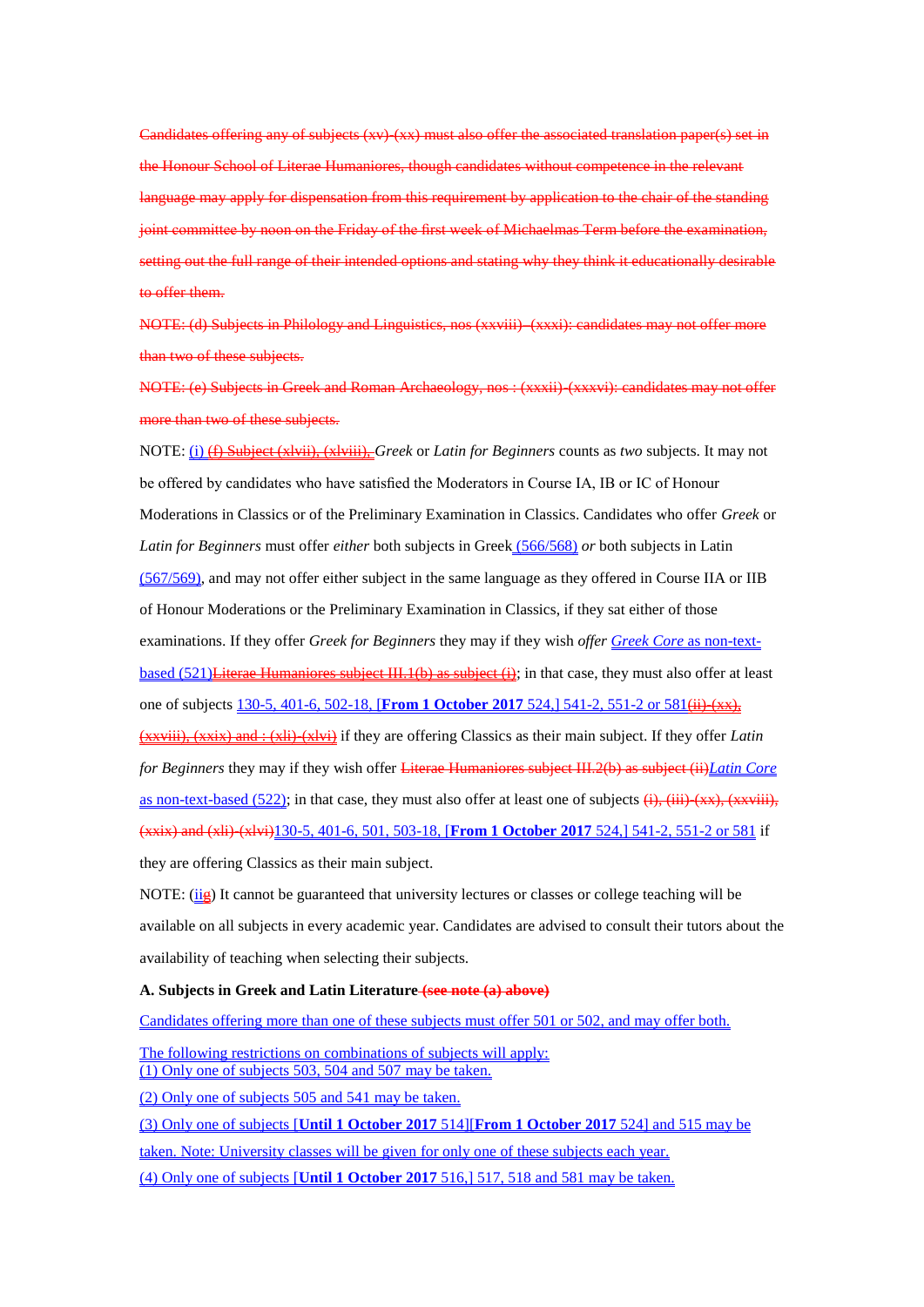~~Candidates offering any of subjects (xv)-(xx) must also offer the associated translation paper(s) set in the Honour School of Literae Humaniores, though candidates without competence in the relevant language may apply for dispensation from this requirement by application to the chair of the standing joint committee by noon on the Friday of the first week of Michaelmas Term before the examination, setting out the full range of their intended options and stating why they think it educationally desirable to offer them.~~

~~NOTE: (d) Subjects in Philology and Linguistics, nos (xxviii)–(xxxi): candidates may not offer more than two of these subjects.~~

~~NOTE: (e) Subjects in Greek and Roman Archaeology, nos : (xxxii)-(xxxvi): candidates may not offer more than two of these subjects.~~

NOTE: (i) ~~(f) Subject (xlvii), (xlviii),~~ *Greek* or *Latin for Beginners* counts as *two* subjects. It may not be offered by candidates who have satisfied the Moderators in Course IA, IB or IC of Honour Moderations in Classics or of the Preliminary Examination in Classics. Candidates who offer *Greek* or *Latin for Beginners* must offer *either* both subjects in Greek (566/568) *or* both subjects in Latin (567/569), and may not offer either subject in the same language as they offered in Course IIA or IIB of Honour Moderations or the Preliminary Examination in Classics, if they sat either of those examinations. If they offer *Greek for Beginners* they may if they wish offer *Greek Core* as non-text-based (521)~~Literae Humaniores subject III.1(b) as subject (i)~~; in that case, they must also offer at least one of subjects 130-5, 401-6, 502-18, [**From 1 October 2017** 524,] 541-2, 551-2 or 581~~(ii)-(xx), (xxviii), (xxix) and : (xli)-(xlvi)~~ if they are offering Classics as their main subject. If they offer *Latin for Beginners* they may if they wish offer ~~Literae Humaniores subject III.2(b) as subject (ii)~~*Latin Core* as non-text-based (522); in that case, they must also offer at least one of subjects ~~(i), (iii)-(xx), (xxviii), (xxix) and (xli)-(xlvi)~~130-5, 401-6, 501, 503-18, [**From 1 October 2017** 524,] 541-2, 551-2 or 581 if they are offering Classics as their main subject.

NOTE: (ii~~g~~) It cannot be guaranteed that university lectures or classes or college teaching will be available on all subjects in every academic year. Candidates are advised to consult their tutors about the availability of teaching when selecting their subjects.

**A. Subjects in Greek and Latin Literature** ~~**(see note (a) above)**~~

Candidates offering more than one of these subjects must offer 501 or 502, and may offer both.

The following restrictions on combinations of subjects will apply:
(1) Only one of subjects 503, 504 and 507 may be taken.

(2) Only one of subjects 505 and 541 may be taken.

(3) Only one of subjects [**Until 1 October 2017** 514][**From 1 October 2017** 524] and 515 may be taken. Note: University classes will be given for only one of these subjects each year.

(4) Only one of subjects [**Until 1 October 2017** 516,] 517, 518 and 581 may be taken.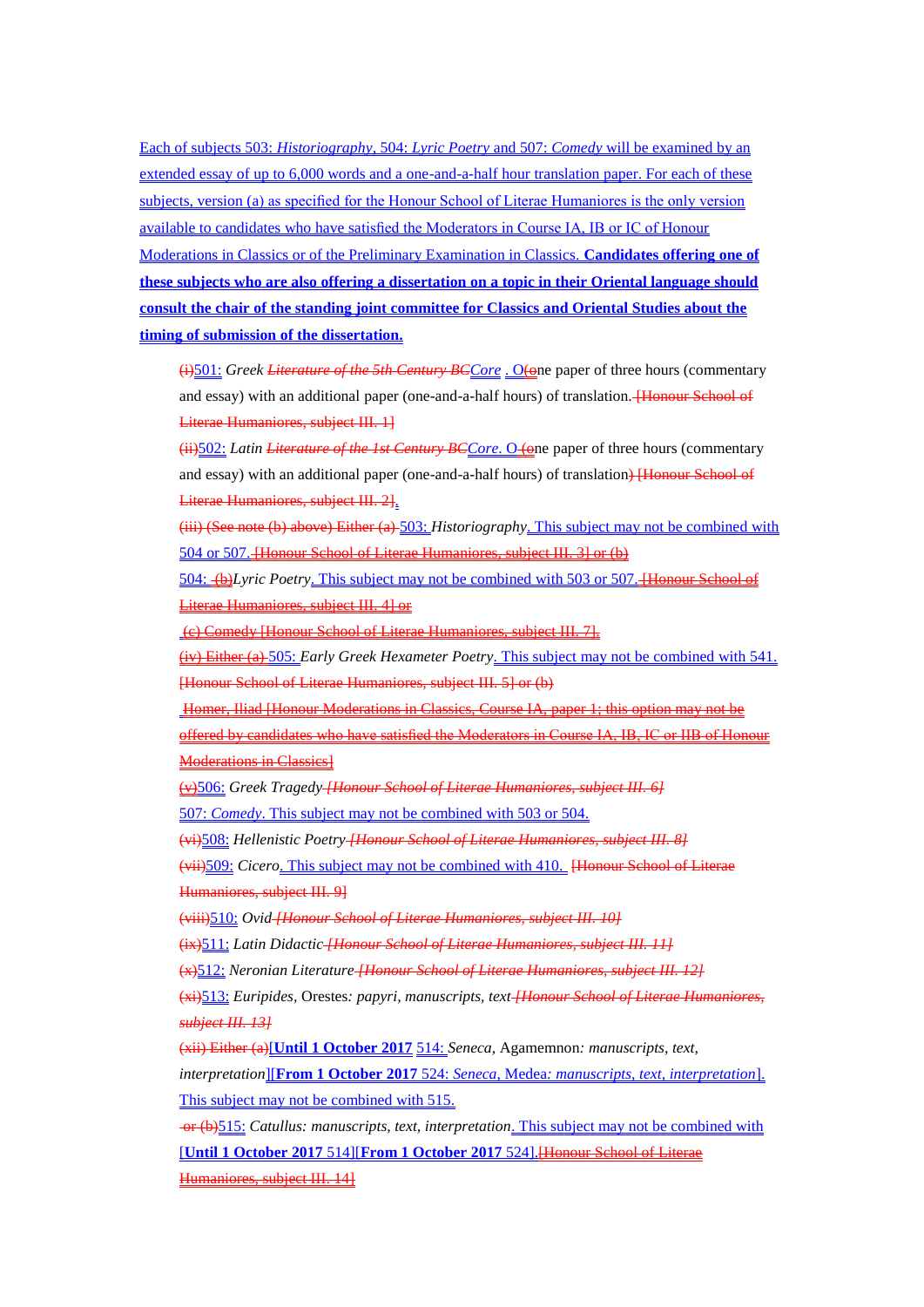Each of subjects 503: *Historiography*, 504: *Lyric Poetry* and 507: *Comedy* will be examined by an extended essay of up to 6,000 words and a one-and-a-half hour translation paper. For each of these subjects, version (a) as specified for the Honour School of Literae Humaniores is the only version available to candidates who have satisfied the Moderators in Course IA, IB or IC of Honour Moderations in Classics or of the Preliminary Examination in Classics. **Candidates offering one of these subjects who are also offering a dissertation on a topic in their Oriental language should consult the chair of the standing joint committee for Classics and Oriental Studies about the timing of submission of the dissertation.**

(i)501: Greek *Literature of the 5th Century BCCore* . O(one paper of three hours (commentary and essay) with an additional paper (one-and-a-half hours) of translation. [Honour School of Literae Humaniores, subject III. 1]

(ii)502: Latin *Literature of the 1st Century BCCore*. O (one paper of three hours (commentary and essay) with an additional paper (one-and-a-half hours) of translation) [Honour School of Literae Humaniores, subject III. 2].

(iii) (See note (b) above) Either (a) 503: *Historiography*. This subject may not be combined with 504 or 507. [Honour School of Literae Humaniores, subject III. 3] or (b)

504: (b)*Lyric Poetry*. This subject may not be combined with 503 or 507. [Honour School of Literae Humaniores, subject III. 4] or

(c) Comedy [Honour School of Literae Humaniores, subject III. 7].

(iv) Either (a) 505: *Early Greek Hexameter Poetry*. This subject may not be combined with 541. [Honour School of Literae Humaniores, subject III. 5] or (b)

Homer, Iliad [Honour Moderations in Classics, Course IA, paper 1; this option may not be offered by candidates who have satisfied the Moderators in Course IA, IB, IC or IIB of Honour Moderations in Classics]

(v)506: *Greek Tragedy* *[Honour School of Literae Humaniores, subject III. 6]*

507: *Comedy*. This subject may not be combined with 503 or 504.

(vi)508: *Hellenistic Poetry* *[Honour School of Literae Humaniores, subject III. 8]*

(vii)509: *Cicero*. This subject may not be combined with 410. [Honour School of Literae Humaniores, subject III. 9]

(viii)510: *Ovid* *[Honour School of Literae Humaniores, subject III. 10]*

(ix)511: *Latin Didactic* *[Honour School of Literae Humaniores, subject III. 11]*

(x)512: *Neronian Literature* *[Honour School of Literae Humaniores, subject III. 12]*

(xi)513: *Euripides,* Orestes*: papyri, manuscripts, text* *[Honour School of Literae Humaniores, subject III. 13]*

(xii) Either (a)[**Until 1 October 2017** 514: *Seneca,* Agamemnon*: manuscripts, text, interpretation*][**From 1 October 2017** 524: *Seneca,* Medea*: manuscripts, text, interpretation*]. This subject may not be combined with 515.

or (b)515: *Catullus: manuscripts, text, interpretation*. This subject may not be combined with [**Until 1 October 2017** 514][**From 1 October 2017** 524].[Honour School of Literae Humaniores, subject III. 14]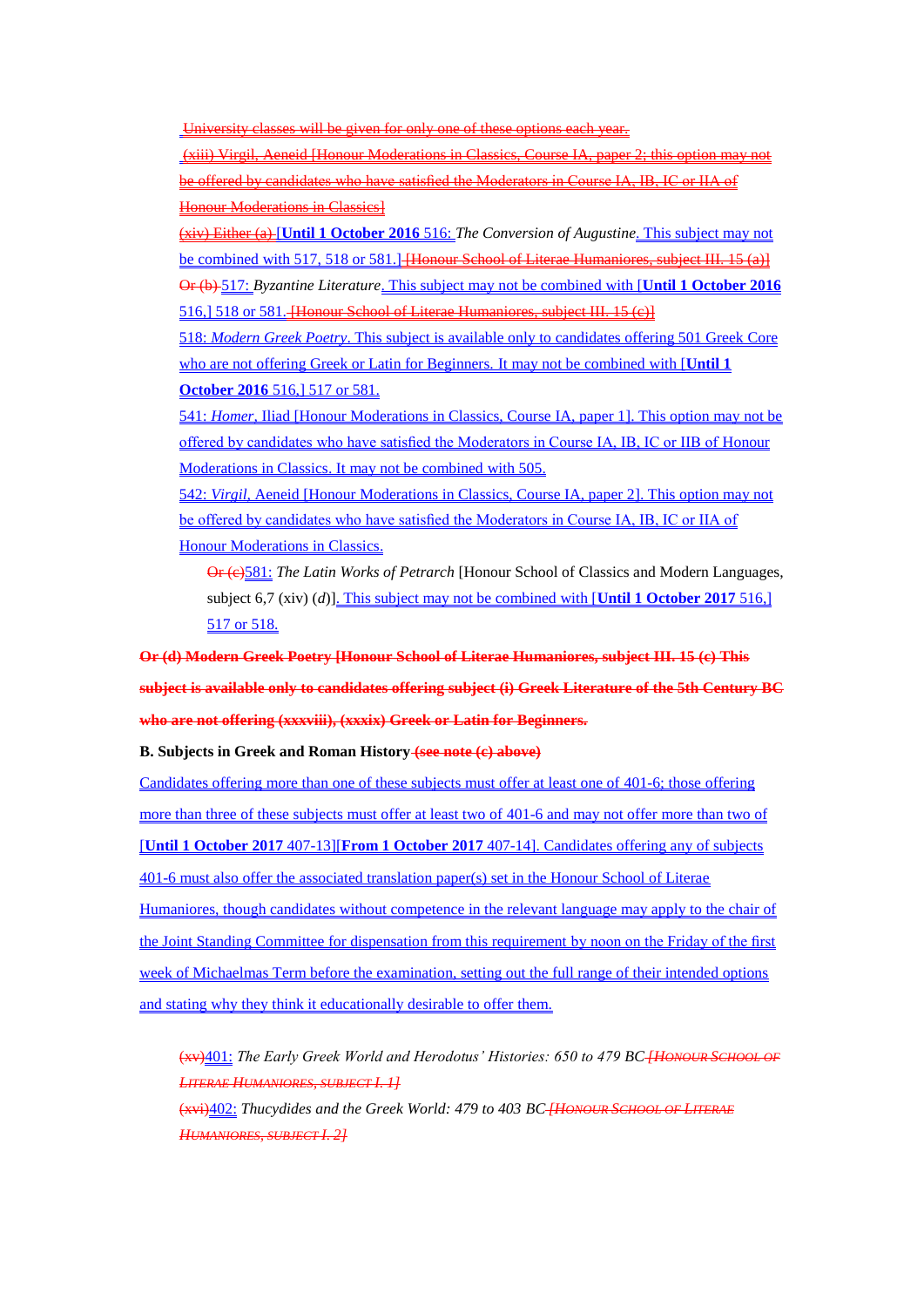University classes will be given for only one of these options each year.

(xiii) Virgil, Aeneid [Honour Moderations in Classics, Course IA, paper 2; this option may not be offered by candidates who have satisfied the Moderators in Course IA, IB, IC or IIA of Honour Moderations in Classics]

(xiv) Either (a) [**Until 1 October 2016** 516: *The Conversion of Augustine*. This subject may not be combined with 517, 518 or 581.] [Honour School of Literae Humaniores, subject III. 15 (a)]

Or (b) 517: *Byzantine Literature*. This subject may not be combined with [**Until 1 October 2016** 516,] 518 or 581. [Honour School of Literae Humaniores, subject III. 15 (c)]

518: *Modern Greek Poetry*. This subject is available only to candidates offering 501 Greek Core who are not offering Greek or Latin for Beginners. It may not be combined with [**Until 1 October 2016** 516,] 517 or 581.

541: *Homer*, Iliad [Honour Moderations in Classics, Course IA, paper 1]. This option may not be offered by candidates who have satisfied the Moderators in Course IA, IB, IC or IIB of Honour Moderations in Classics. It may not be combined with 505.

542: *Virgil*, Aeneid [Honour Moderations in Classics, Course IA, paper 2]. This option may not be offered by candidates who have satisfied the Moderators in Course IA, IB, IC or IIA of Honour Moderations in Classics.

Or (c)581: *The Latin Works of Petrarch* [Honour School of Classics and Modern Languages, subject 6,7 (xiv) (*d*)]. This subject may not be combined with [**Until 1 October 2017** 516,] 517 or 518.

**Or (d) Modern Greek Poetry [Honour School of Literae Humaniores, subject III. 15 (c) This subject is available only to candidates offering subject (i) Greek Literature of the 5th Century BC who are not offering (xxxviii), (xxxix) Greek or Latin for Beginners.**

**B. Subjects in Greek and Roman History** **(see note (c) above)**

Candidates offering more than one of these subjects must offer at least one of 401-6; those offering more than three of these subjects must offer at least two of 401-6 and may not offer more than two of [**Until 1 October 2017** 407-13][**From 1 October 2017** 407-14]. Candidates offering any of subjects 401-6 must also offer the associated translation paper(s) set in the Honour School of Literae Humaniores, though candidates without competence in the relevant language may apply to the chair of the Joint Standing Committee for dispensation from this requirement by noon on the Friday of the first week of Michaelmas Term before the examination, setting out the full range of their intended options and stating why they think it educationally desirable to offer them.

(xv)401: *The Early Greek World and Herodotus' Histories: 650 to 479 BC* *[Honour School of Literae Humaniores, subject I. 1]*

(xvi)402: *Thucydides and the Greek World: 479 to 403 BC* *[Honour School of Literae Humaniores, subject I. 2]*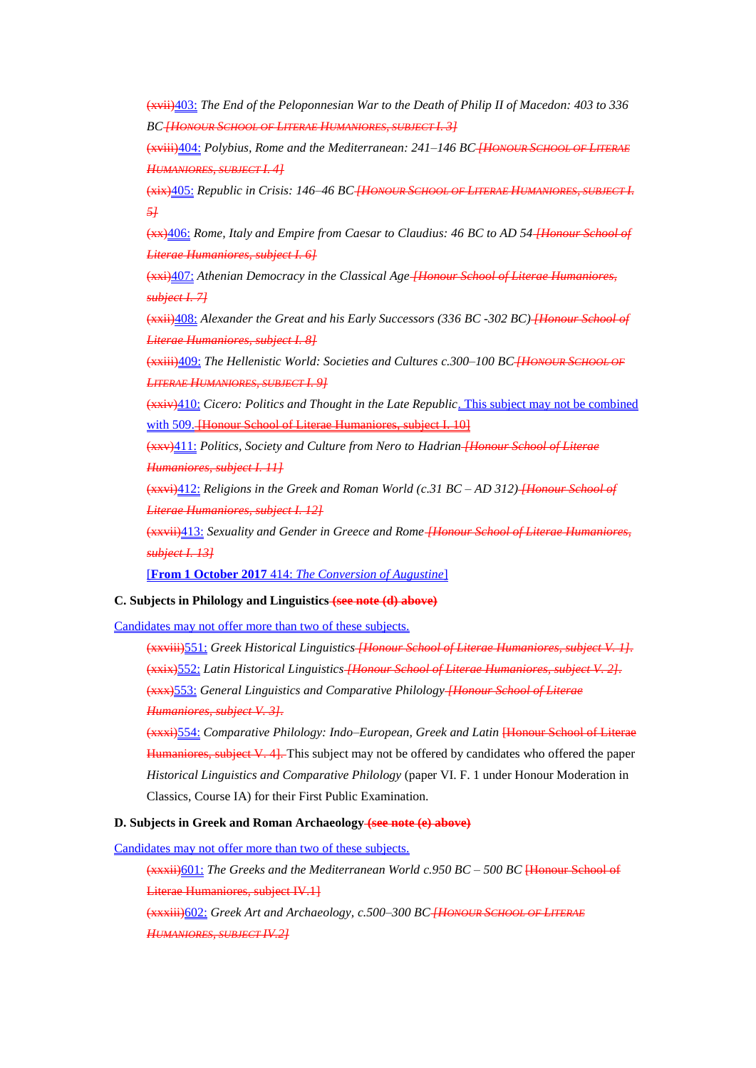(xvii)403: *The End of the Peloponnesian War to the Death of Philip II of Macedon: 403 to 336 BC* [Honour School of Literae Humaniores, subject I. 3]

(xviii)404: *Polybius, Rome and the Mediterranean: 241–146 BC* [Honour School of Literae Humaniores, subject I. 4]

(xix)405: *Republic in Crisis: 146–46 BC* [Honour School of Literae Humaniores, subject I. 5]

(xx)406: *Rome, Italy and Empire from Caesar to Claudius: 46 BC to AD 54* [Honour School of Literae Humaniores, subject I. 6]

(xxi)407: *Athenian Democracy in the Classical Age* [Honour School of Literae Humaniores, subject I. 7]

(xxii)408: *Alexander the Great and his Early Successors (336 BC -302 BC)* [Honour School of Literae Humaniores, subject I. 8]

(xxiii)409: *The Hellenistic World: Societies and Cultures c.300–100 BC* [Honour School of Literae Humaniores, subject I. 9]

(xxiv)410: *Cicero: Politics and Thought in the Late Republic*. This subject may not be combined with 509. [Honour School of Literae Humaniores, subject I. 10]

(xxv)411: *Politics, Society and Culture from Nero to Hadrian* [Honour School of Literae Humaniores, subject I. 11]

(xxvi)412: *Religions in the Greek and Roman World (c.31 BC – AD 312)* [Honour School of Literae Humaniores, subject I. 12]

(xxvii)413: *Sexuality and Gender in Greece and Rome* [Honour School of Literae Humaniores, subject I. 13]

[**From 1 October 2017** 414: *The Conversion of Augustine*]

**C. Subjects in Philology and Linguistics (see note (d) above)**

Candidates may not offer more than two of these subjects.

(xxviii)551: *Greek Historical Linguistics* [Honour School of Literae Humaniores, subject V. 1].

(xxix)552: *Latin Historical Linguistics* [Honour School of Literae Humaniores, subject V. 2].

(xxx)553: *General Linguistics and Comparative Philology* [Honour School of Literae Humaniores, subject V. 3].

(xxxi)554: *Comparative Philology: Indo–European, Greek and Latin* [Honour School of Literae Humaniores, subject V. 4]. This subject may not be offered by candidates who offered the paper *Historical Linguistics and Comparative Philology* (paper VI. F. 1 under Honour Moderation in Classics, Course IA) for their First Public Examination.

**D. Subjects in Greek and Roman Archaeology (see note (e) above)**

Candidates may not offer more than two of these subjects.

(xxxii)601: *The Greeks and the Mediterranean World c.950 BC – 500 BC* [Honour School of Literae Humaniores, subject IV.1]

(xxxiii)602: *Greek Art and Archaeology, c.500–300 BC* [Honour School of Literae Humaniores, subject IV.2]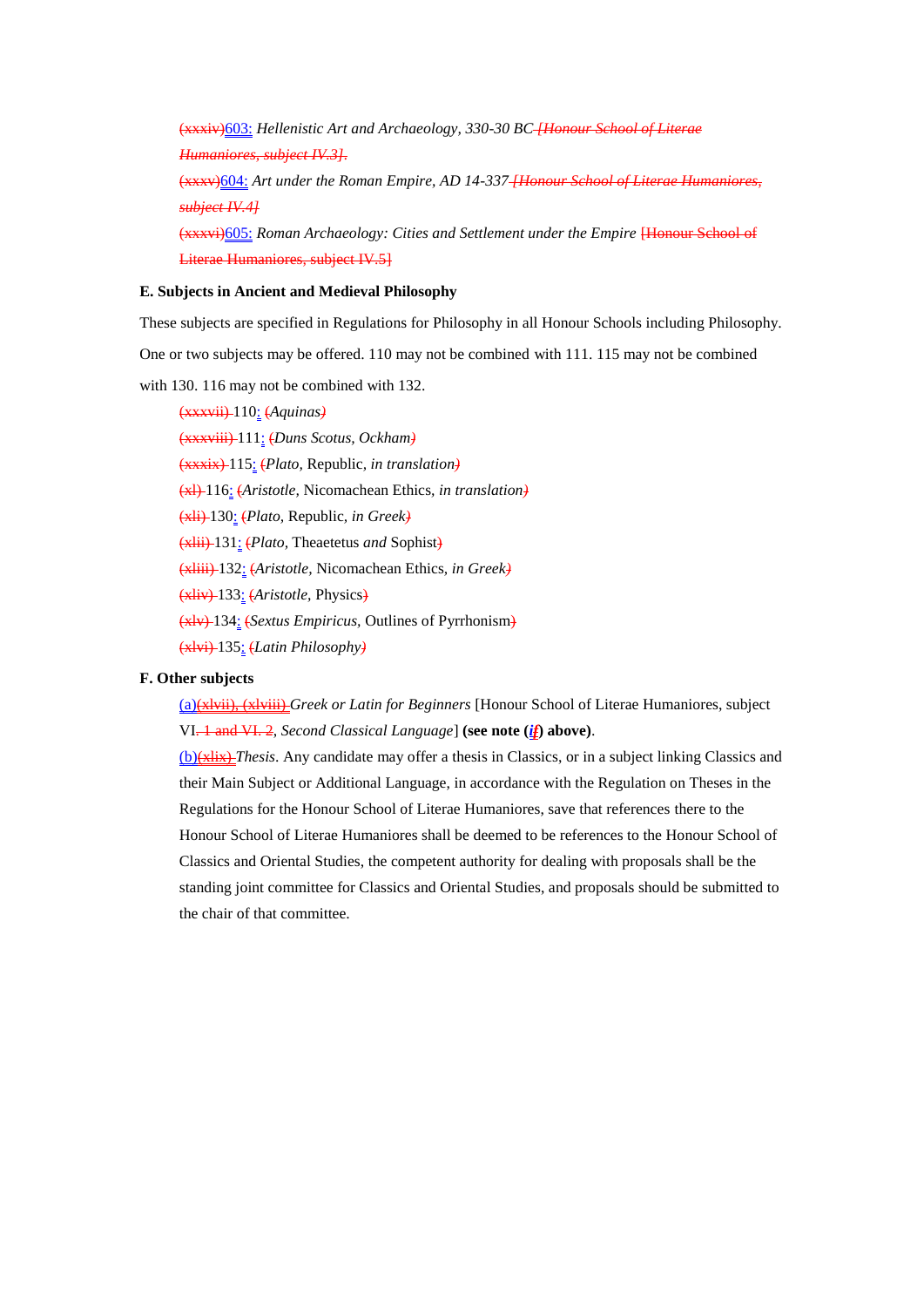(xxxiv)603: *Hellenistic Art and Archaeology, 330-30 BC [Honour School of Literae Humaniores, subject IV.3].*

(xxxv)604: *Art under the Roman Empire, AD 14-337 [Honour School of Literae Humaniores, subject IV.4]*

(xxxvi)605: *Roman Archaeology: Cities and Settlement under the Empire* [Honour School of Literae Humaniores, subject IV.5]

**E. Subjects in Ancient and Medieval Philosophy**

These subjects are specified in Regulations for Philosophy in all Honour Schools including Philosophy. One or two subjects may be offered. 110 may not be combined with 111. 115 may not be combined with 130. 116 may not be combined with 132.

(xxxvii) 110: (*Aquinas*)

(xxxviii) 111: (*Duns Scotus, Ockham*)

(xxxix) 115: (*Plato,* Republic, *in translation*)

(xl) 116: (*Aristotle,* Nicomachean Ethics, *in translation*)

(xli) 130: (*Plato,* Republic, *in Greek*)

(xlii) 131: (*Plato,* Theaetetus *and* Sophist)

(xliii) 132: (*Aristotle,* Nicomachean Ethics, *in Greek*)

(xliv) 133: (*Aristotle,* Physics)

(xlv) 134: (*Sextus Empiricus,* Outlines of Pyrrhonism)

(xlvi) 135: (*Latin Philosophy*)

**F. Other subjects**

(a)(xlvii), (xlviii) *Greek or Latin for Beginners* [Honour School of Literae Humaniores, subject VI. 1 and VI. 2, *Second Classical Language*] **(see note (if) above)**.

(b)(xlix) *Thesis*. Any candidate may offer a thesis in Classics, or in a subject linking Classics and their Main Subject or Additional Language, in accordance with the Regulation on Theses in the Regulations for the Honour School of Literae Humaniores, save that references there to the Honour School of Literae Humaniores shall be deemed to be references to the Honour School of Classics and Oriental Studies, the competent authority for dealing with proposals shall be the standing joint committee for Classics and Oriental Studies, and proposals should be submitted to the chair of that committee.